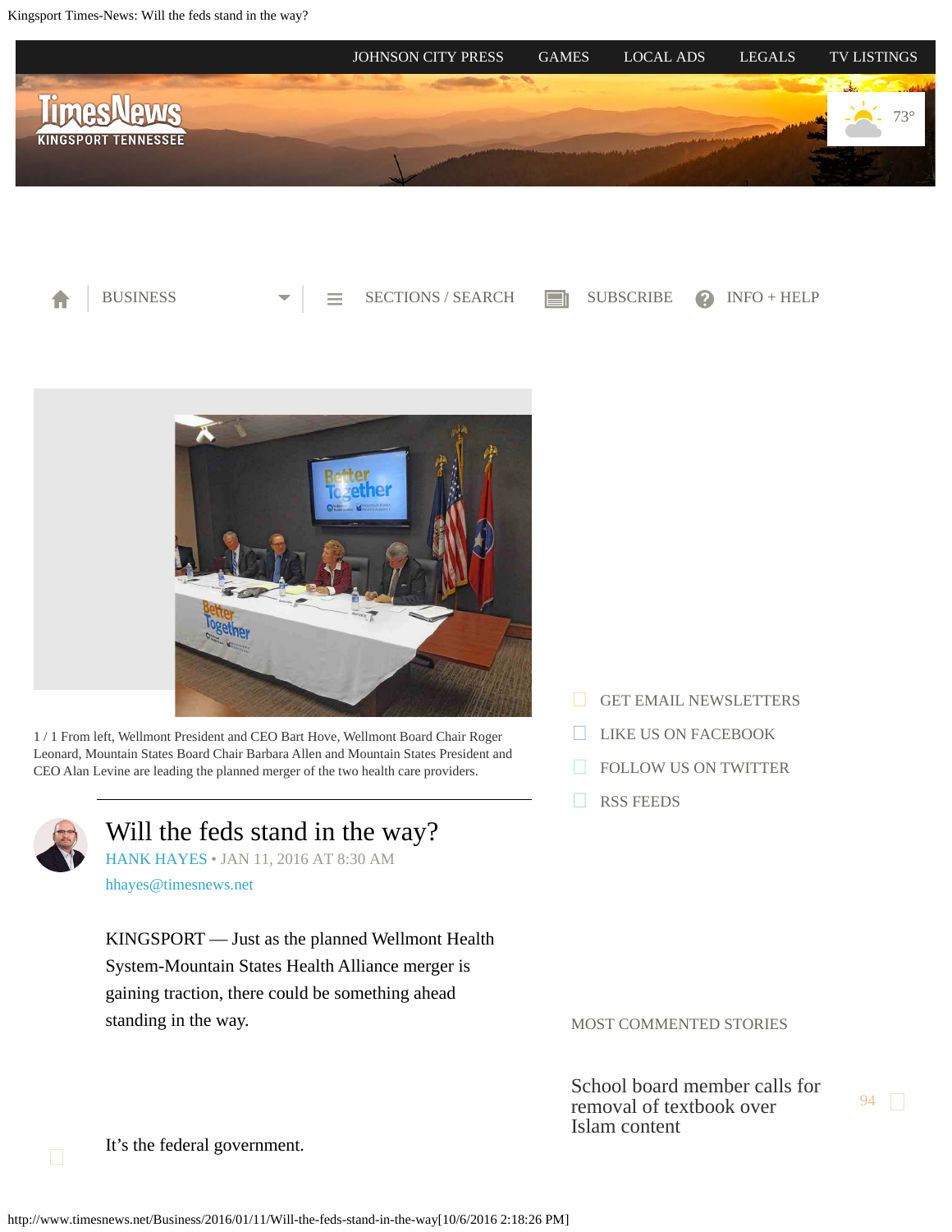JOHNSON CITY PRESS GAMES LOCAL ADS LEGALS TV LISTINGS

BUSINESS SECTIONS / SEARCH SUBSCRIBE INFO + HELP

1 / 1 From left, Wellmont President and CEO Bart Hove, Wellmont Board Chair Roger Leonard, Mountain States Board Chair Barbara Allen and Mountain States President and CEO Alan Levine are leading the planned merger of the two health care providers.

# Will the feds stand in the way?

HANK HAYES • JAN 11, 2016 AT 8:30 AM

hhayes@timesnews.net

KINGSPORT — Just as the planned Wellmont Health System-Mountain States Health Alliance merger is gaining traction, there could be something ahead standing in the way.

It's the federal government.

GET EMAIL NEWSLETTERS

LIKE US ON FACEBOOK

FOLLOW US ON TWITTER

RSS FEEDS

MOST COMMENTED STORIES

School board member calls for removal of textbook over Islam content 94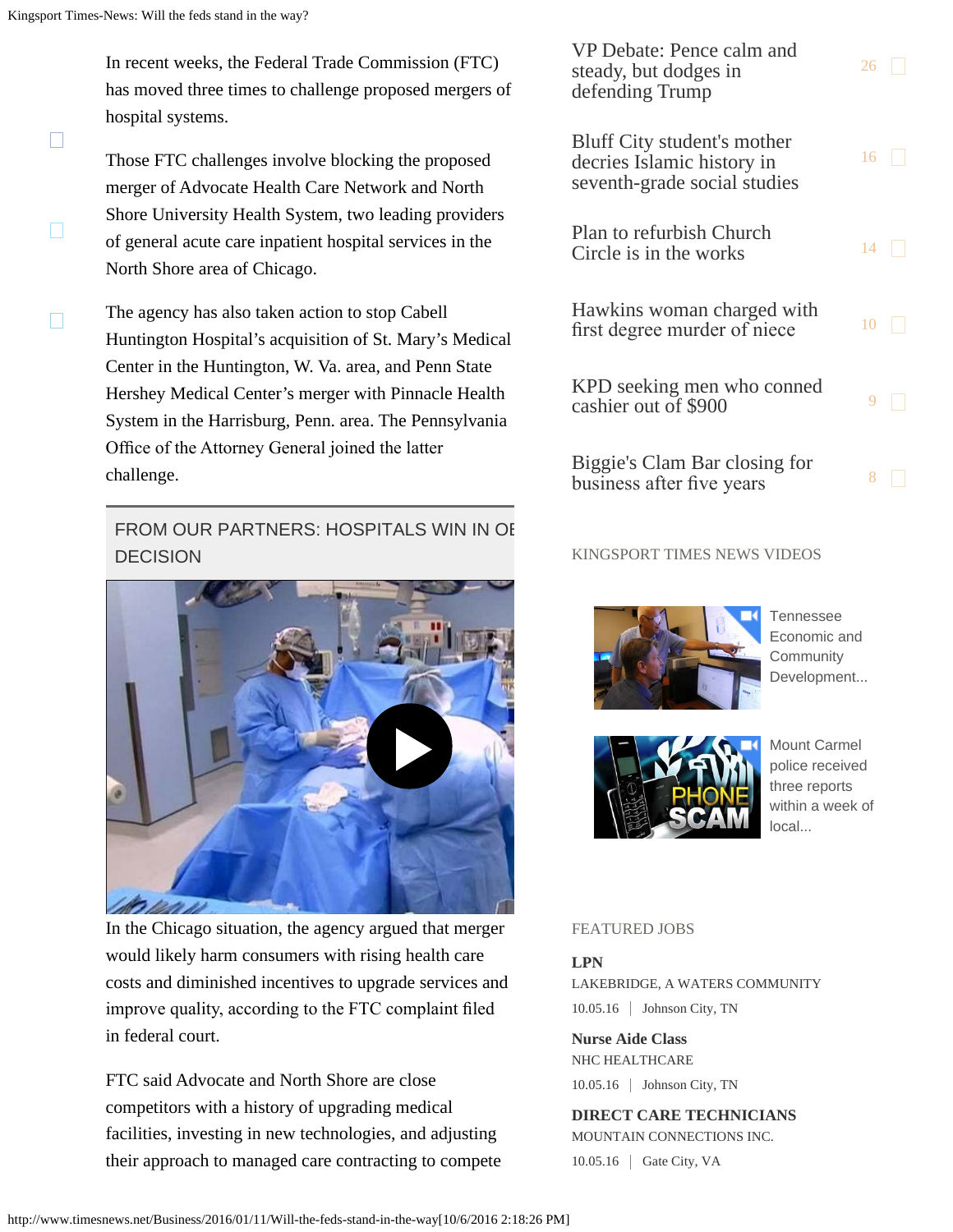In recent weeks, the Federal Trade Commission (FTC) has moved three times to challenge proposed mergers of hospital systems.

Those FTC challenges involve blocking the proposed merger of Advocate Health Care Network and North Shore University Health System, two leading providers of general acute care inpatient hospital services in the North Shore area of Chicago.

The agency has also taken action to stop Cabell Huntington Hospital's acquisition of St. Mary's Medical Center in the Huntington, W. Va. area, and Penn State Hershey Medical Center's merger with Pinnacle Health System in the Harrisburg, Penn. area. The Pennsylvania Office of the Attorney General joined the latter challenge.

FROM OUR PARTNERS: HOSPITALS WIN IN OE DECISION

In the Chicago situation, the agency argued that merger would likely harm consumers with rising health care costs and diminished incentives to upgrade services and improve quality, according to the FTC complaint filed in federal court.

FTC said Advocate and North Shore are close competitors with a history of upgrading medical facilities, investing in new technologies, and adjusting their approach to managed care contracting to compete

VP Debate: Pence calm and steady, but dodges in defending Trump 26

Bluff City student's mother decries Islamic history in seventh-grade social studies 16

Plan to refurbish Church Circle is in the works 14

Hawkins woman charged with first degree murder of niece 10

KPD seeking men who conned cashier out of $900 9

Biggie's Clam Bar closing for business after five years 8

KINGSPORT TIMES NEWS VIDEOS

Tennessee Economic and Community Development...

Mount Carmel police received three reports within a week of local...

FEATURED JOBS

**LPN**
LAKEBRIDGE, A WATERS COMMUNITY
10.05.16 | Johnson City, TN

**Nurse Aide Class**
NHC HEALTHCARE
10.05.16 | Johnson City, TN

**DIRECT CARE TECHNICIANS**
MOUNTAIN CONNECTIONS INC.
10.05.16 | Gate City, VA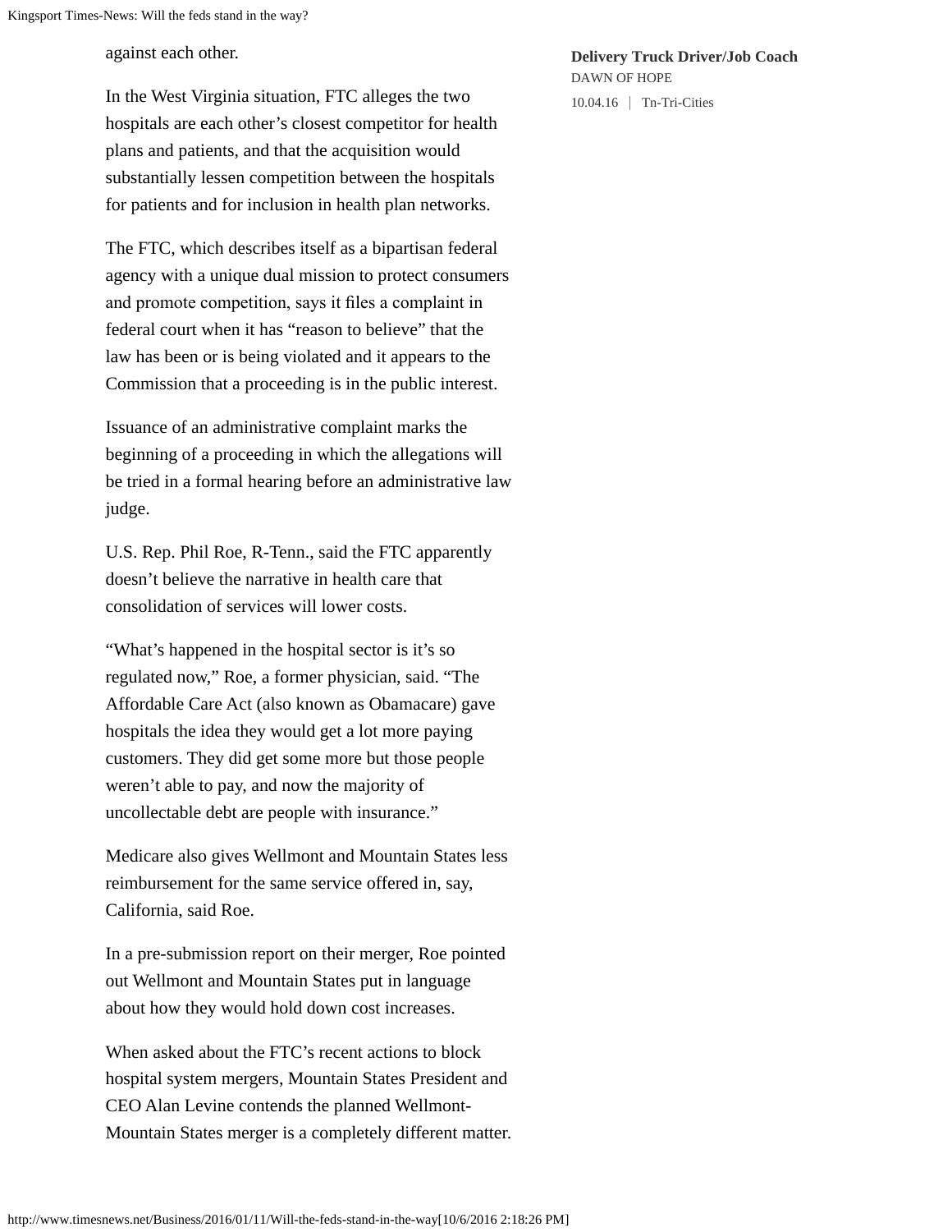against each other.

In the West Virginia situation, FTC alleges the two hospitals are each other's closest competitor for health plans and patients, and that the acquisition would substantially lessen competition between the hospitals for patients and for inclusion in health plan networks.

The FTC, which describes itself as a bipartisan federal agency with a unique dual mission to protect consumers and promote competition, says it files a complaint in federal court when it has "reason to believe" that the law has been or is being violated and it appears to the Commission that a proceeding is in the public interest.

Issuance of an administrative complaint marks the beginning of a proceeding in which the allegations will be tried in a formal hearing before an administrative law judge.

U.S. Rep. Phil Roe, R-Tenn., said the FTC apparently doesn't believe the narrative in health care that consolidation of services will lower costs.

"What's happened in the hospital sector is it's so regulated now," Roe, a former physician, said. "The Affordable Care Act (also known as Obamacare) gave hospitals the idea they would get a lot more paying customers. They did get some more but those people weren't able to pay, and now the majority of uncollectable debt are people with insurance."

Medicare also gives Wellmont and Mountain States less reimbursement for the same service offered in, say, California, said Roe.

In a pre-submission report on their merger, Roe pointed out Wellmont and Mountain States put in language about how they would hold down cost increases.

When asked about the FTC's recent actions to block hospital system mergers, Mountain States President and CEO Alan Levine contends the planned Wellmont-Mountain States merger is a completely different matter.

**Delivery Truck Driver/Job Coach**
DAWN OF HOPE
10.04.16 | Tn-Tri-Cities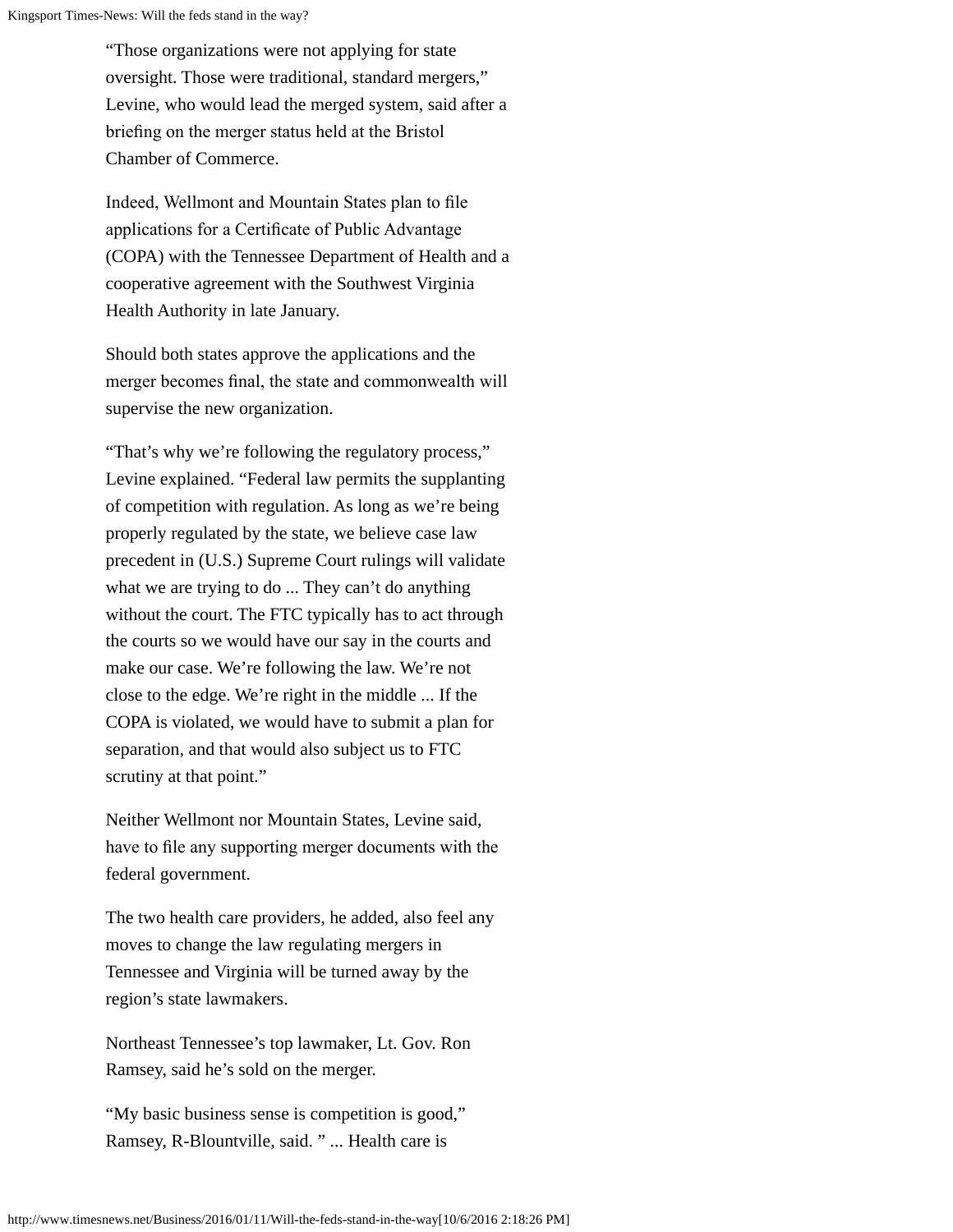"Those organizations were not applying for state oversight. Those were traditional, standard mergers," Levine, who would lead the merged system, said after a briefing on the merger status held at the Bristol Chamber of Commerce.

Indeed, Wellmont and Mountain States plan to file applications for a Certificate of Public Advantage (COPA) with the Tennessee Department of Health and a cooperative agreement with the Southwest Virginia Health Authority in late January.

Should both states approve the applications and the merger becomes final, the state and commonwealth will supervise the new organization.

"That's why we're following the regulatory process," Levine explained. "Federal law permits the supplanting of competition with regulation. As long as we're being properly regulated by the state, we believe case law precedent in (U.S.) Supreme Court rulings will validate what we are trying to do ... They can't do anything without the court. The FTC typically has to act through the courts so we would have our say in the courts and make our case. We're following the law. We're not close to the edge. We're right in the middle ... If the COPA is violated, we would have to submit a plan for separation, and that would also subject us to FTC scrutiny at that point."

Neither Wellmont nor Mountain States, Levine said, have to file any supporting merger documents with the federal government.

The two health care providers, he added, also feel any moves to change the law regulating mergers in Tennessee and Virginia will be turned away by the region's state lawmakers.

Northeast Tennessee's top lawmaker, Lt. Gov. Ron Ramsey, said he's sold on the merger.

"My basic business sense is competition is good," Ramsey, R-Blountville, said. " ... Health care is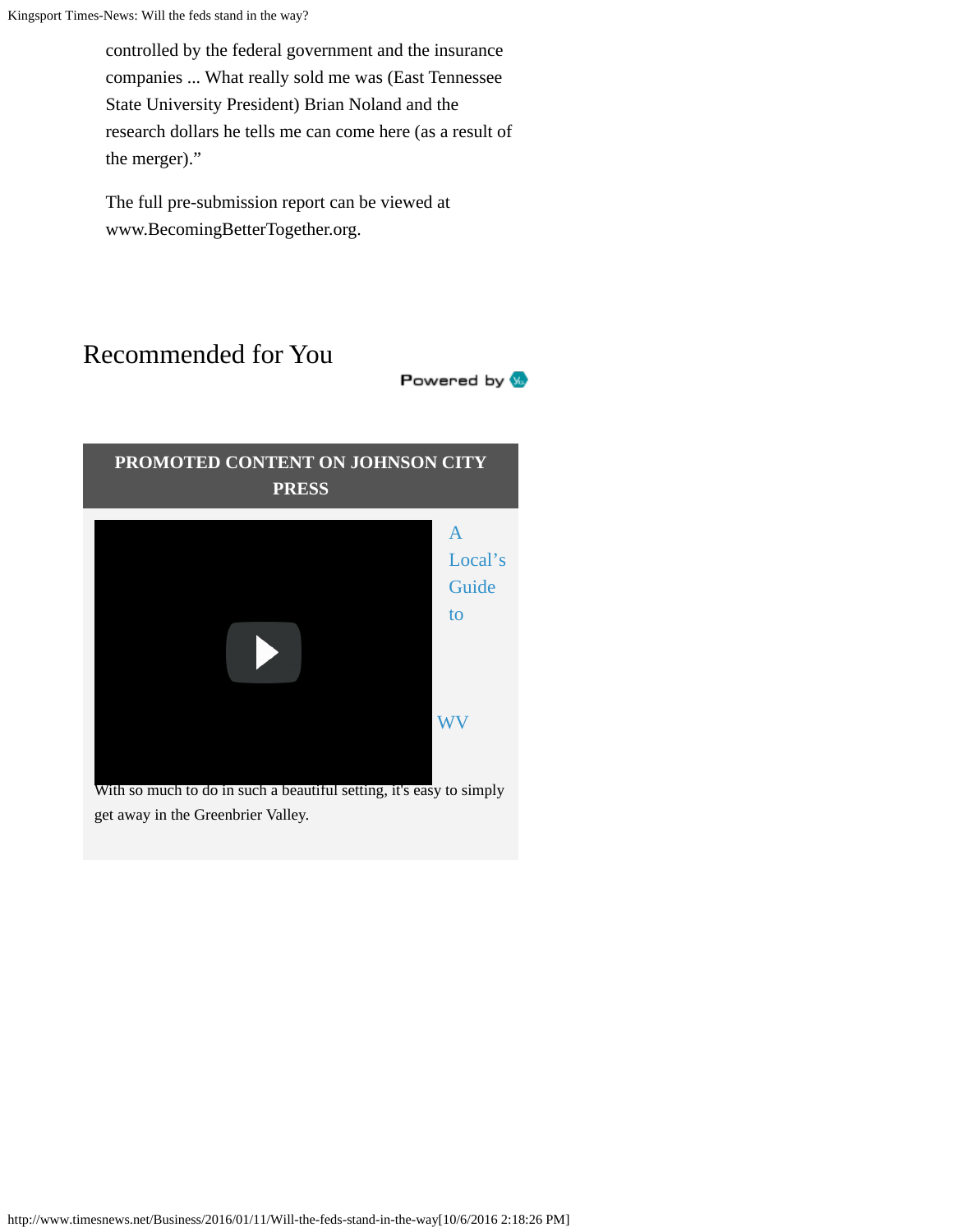controlled by the federal government and the insurance companies ... What really sold me was (East Tennessee State University President) Brian Noland and the research dollars he tells me can come here (as a result of the merger)."

The full pre-submission report can be viewed at www.BecomingBetterTogether.org.

## Recommended for You

Powered by

**PROMOTED CONTENT ON JOHNSON CITY PRESS**

A Local's Guide to WV

With so much to do in such a beautiful setting, it's easy to simply get away in the Greenbrier Valley.